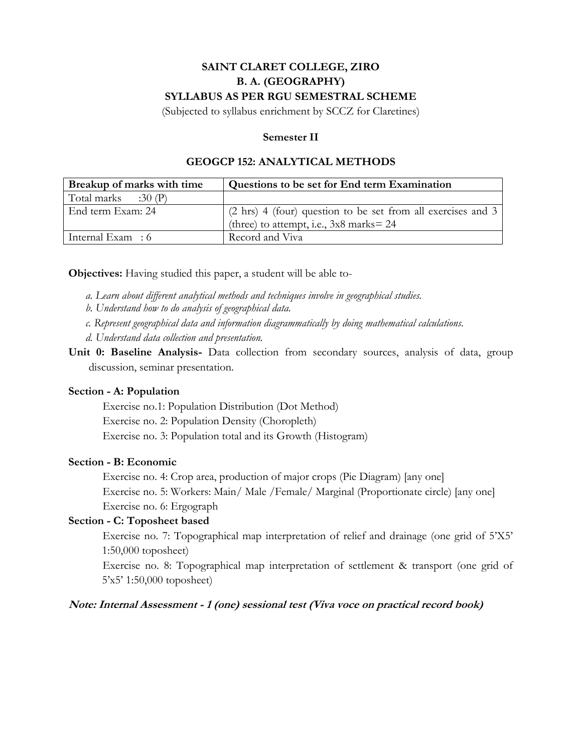# SAINT CLARET COLLEGE, ZIRO
## B. A. (GEOGRAPHY)
## SYLLABUS AS PER RGU SEMESTRAL SCHEME

(Subjected to syllabus enrichment by SCCZ for Claretines)

### Semester II

### GEOGCP 152: ANALYTICAL METHODS

| Breakup of marks with time | Questions to be set for End term Examination |
|---|---|
| Total marks :30 (P) | |
| End term Exam: 24 | (2 hrs) 4 (four) question to be set from all exercises and 3 (three) to attempt, i.e., 3x8 marks= 24 |
| Internal Exam : 6 | Record and Viva |

**Objectives:** Having studied this paper, a student will be able to-

*a. Learn about different analytical methods and techniques involve in geographical studies.*
*b. Understand how to do analysis of geographical data.*
*c. Represent geographical data and information diagrammatically by doing mathematical calculations.*
*d. Understand data collection and presentation.*

**Unit 0: Baseline Analysis-** Data collection from secondary sources, analysis of data, group discussion, seminar presentation.

**Section - A: Population**

Exercise no.1: Population Distribution (Dot Method)
Exercise no. 2: Population Density (Choropleth)
Exercise no. 3: Population total and its Growth (Histogram)

**Section - B: Economic**

Exercise no. 4: Crop area, production of major crops (Pie Diagram) [any one]
Exercise no. 5: Workers: Main/ Male /Female/ Marginal (Proportionate circle) [any one]
Exercise no. 6: Ergograph

**Section - C: Toposheet based**

Exercise no. 7: Topographical map interpretation of relief and drainage (one grid of 5'X5' 1:50,000 toposheet)
Exercise no. 8: Topographical map interpretation of settlement & transport (one grid of 5'x5' 1:50,000 toposheet)

***Note: Internal Assessment - 1 (one) sessional test (Viva voce on practical record book)***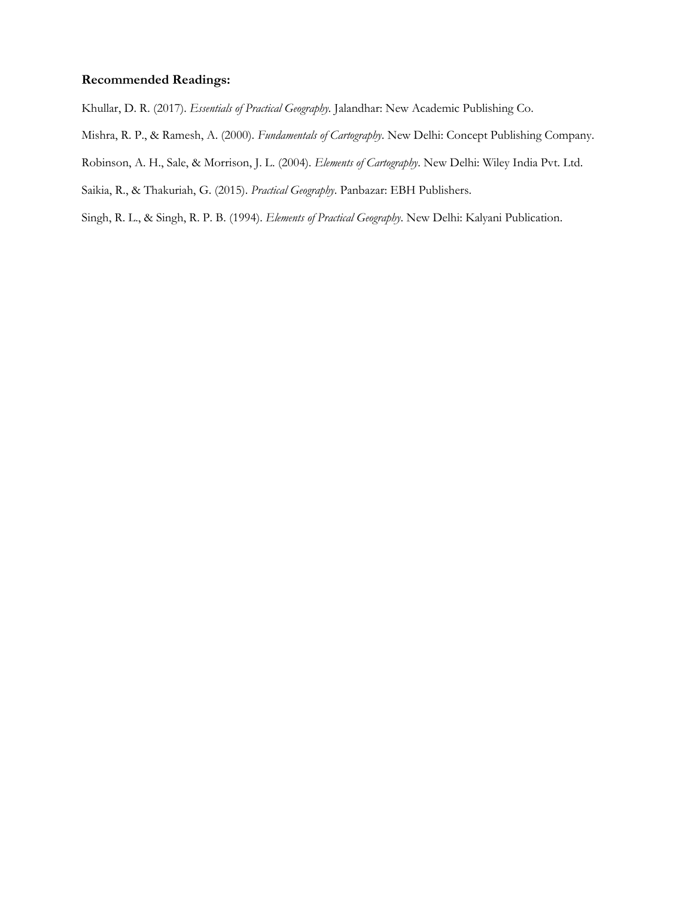**Recommended Readings:**

Khullar, D. R. (2017). *Essentials of Practical Geography*. Jalandhar: New Academic Publishing Co.

Mishra, R. P., & Ramesh, A. (2000). *Fundamentals of Cartography*. New Delhi: Concept Publishing Company.

Robinson, A. H., Sale, & Morrison, J. L. (2004). *Elements of Cartography*. New Delhi: Wiley India Pvt. Ltd.

Saikia, R., & Thakuriah, G. (2015). *Practical Geography*. Panbazar: EBH Publishers.

Singh, R. L., & Singh, R. P. B. (1994). *Elements of Practical Geography*. New Delhi: Kalyani Publication.